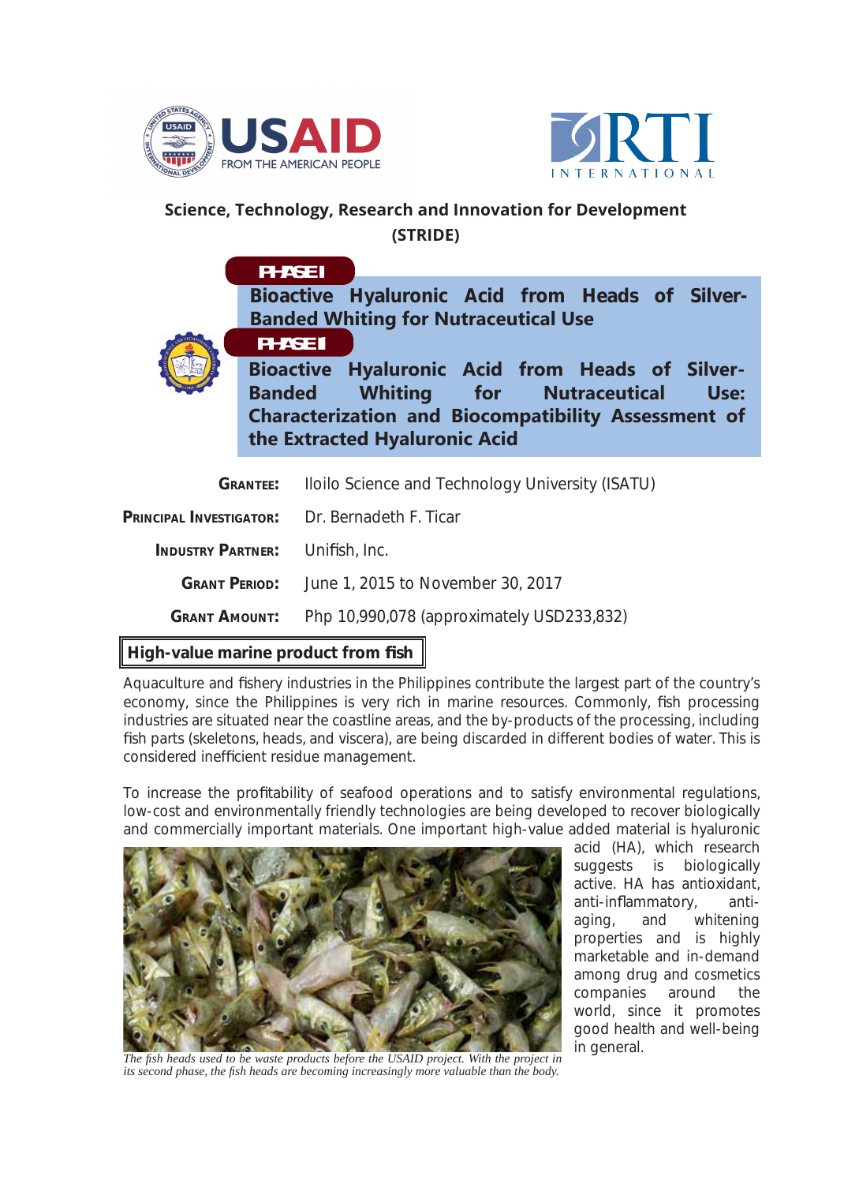# Science, Technology, Research and Innovation for Development (STRIDE)

**PHASE I**

**Bioactive Hyaluronic Acid from Heads of Silver-Banded Whiting for Nutraceutical Use**

**PHASE II**

**Bioactive Hyaluronic Acid from Heads of Silver-Banded Whiting for Nutraceutical Use: Characterization and Biocompatibility Assessment of the Extracted Hyaluronic Acid**

| | |
|---|---|
| **GRANTEE:** | Iloilo Science and Technology University (ISATU) |
| **PRINCIPAL INVESTIGATOR:** | Dr. Bernadeth F. Ticar |
| **INDUSTRY PARTNER:** | Unifish, Inc. |
| **GRANT PERIOD:** | June 1, 2015 to November 30, 2017 |
| **GRANT AMOUNT:** | Php 10,990,078 (approximately USD233,832) |

## High-value marine product from fish

Aquaculture and fishery industries in the Philippines contribute the largest part of the country's economy, since the Philippines is very rich in marine resources. Commonly, fish processing industries are situated near the coastline areas, and the by-products of the processing, including fish parts (skeletons, heads, and viscera), are being discarded in different bodies of water. This is considered inefficient residue management.

To increase the profitability of seafood operations and to satisfy environmental regulations, low-cost and environmentally friendly technologies are being developed to recover biologically and commercially important materials. One important high-value added material is hyaluronic acid (HA), which research suggests is biologically active. HA has antioxidant, anti-inflammatory, anti-aging, and whitening properties and is highly marketable and in-demand among drug and cosmetics companies around the world, since it promotes good health and well-being in general.

*The fish heads used to be waste products before the USAID project. With the project in its second phase, the fish heads are becoming increasingly more valuable than the body.*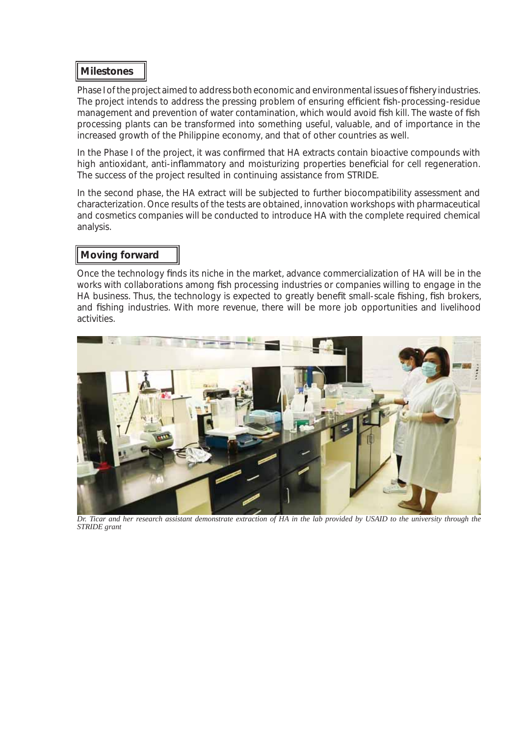## Milestones

Phase I of the project aimed to address both economic and environmental issues of fishery industries. The project intends to address the pressing problem of ensuring efficient fish-processing-residue management and prevention of water contamination, which would avoid fish kill. The waste of fish processing plants can be transformed into something useful, valuable, and of importance in the increased growth of the Philippine economy, and that of other countries as well.

In the Phase I of the project, it was confirmed that HA extracts contain bioactive compounds with high antioxidant, anti-inflammatory and moisturizing properties beneficial for cell regeneration. The success of the project resulted in continuing assistance from STRIDE.

In the second phase, the HA extract will be subjected to further biocompatibility assessment and characterization. Once results of the tests are obtained, innovation workshops with pharmaceutical and cosmetics companies will be conducted to introduce HA with the complete required chemical analysis.

## Moving forward

Once the technology finds its niche in the market, advance commercialization of HA will be in the works with collaborations among fish processing industries or companies willing to engage in the HA business. Thus, the technology is expected to greatly benefit small-scale fishing, fish brokers, and fishing industries. With more revenue, there will be more job opportunities and livelihood activities.

*Dr. Ticar and her research assistant demonstrate extraction of HA in the lab provided by USAID to the university through the STRIDE grant*